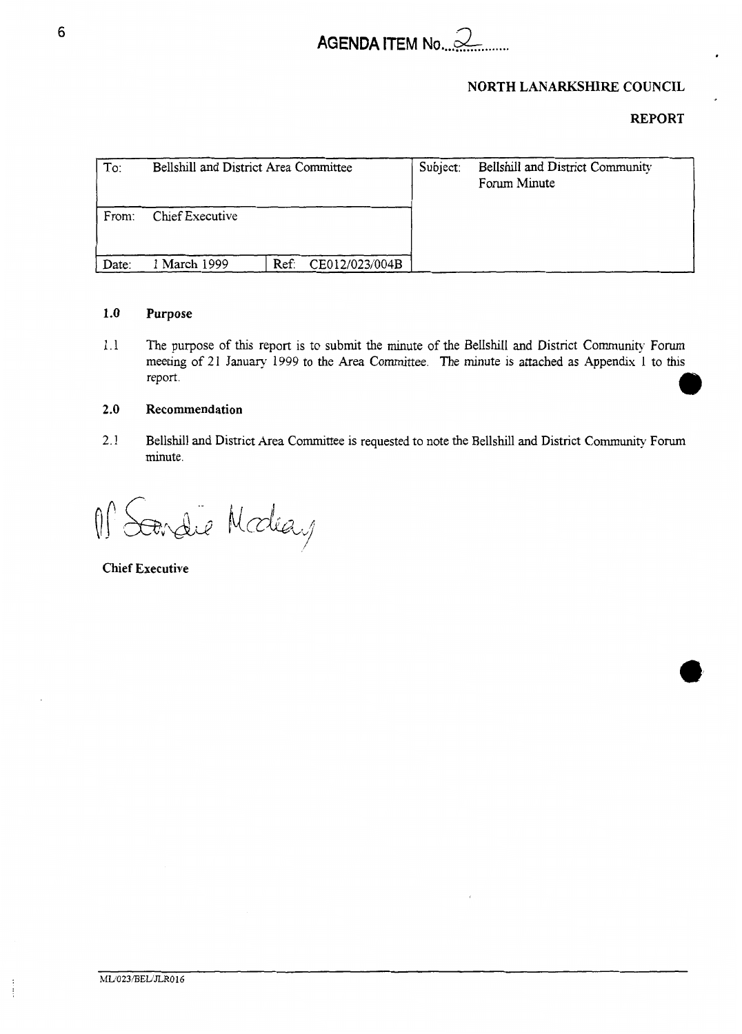**AGENDA ITEM No...2..........**

**NORTH LANARKSHIRE COUNCIL**

**REPORT**

| To: Bellshill and District Area Committee | | Subject: Bellshill and District Community Forum Minute |
|---|---|---|
| From: Chief Executive | | |
| Date: 1 March 1999 | Ref: CE012/023/004B | |

**1.0 Purpose**

1.1 The purpose of this report is to submit the minute of the Bellshill and District Community Forum meeting of 21 January 1999 to the Area Committee. The minute is attached as Appendix 1 to this report.

**2.0 Recommendation**

2.1 Bellshill and District Area Committee is requested to note the Bellshill and District Community Forum minute.

pp Sandie Mackay

**Chief Executive**

ML/023/BEL/JLR016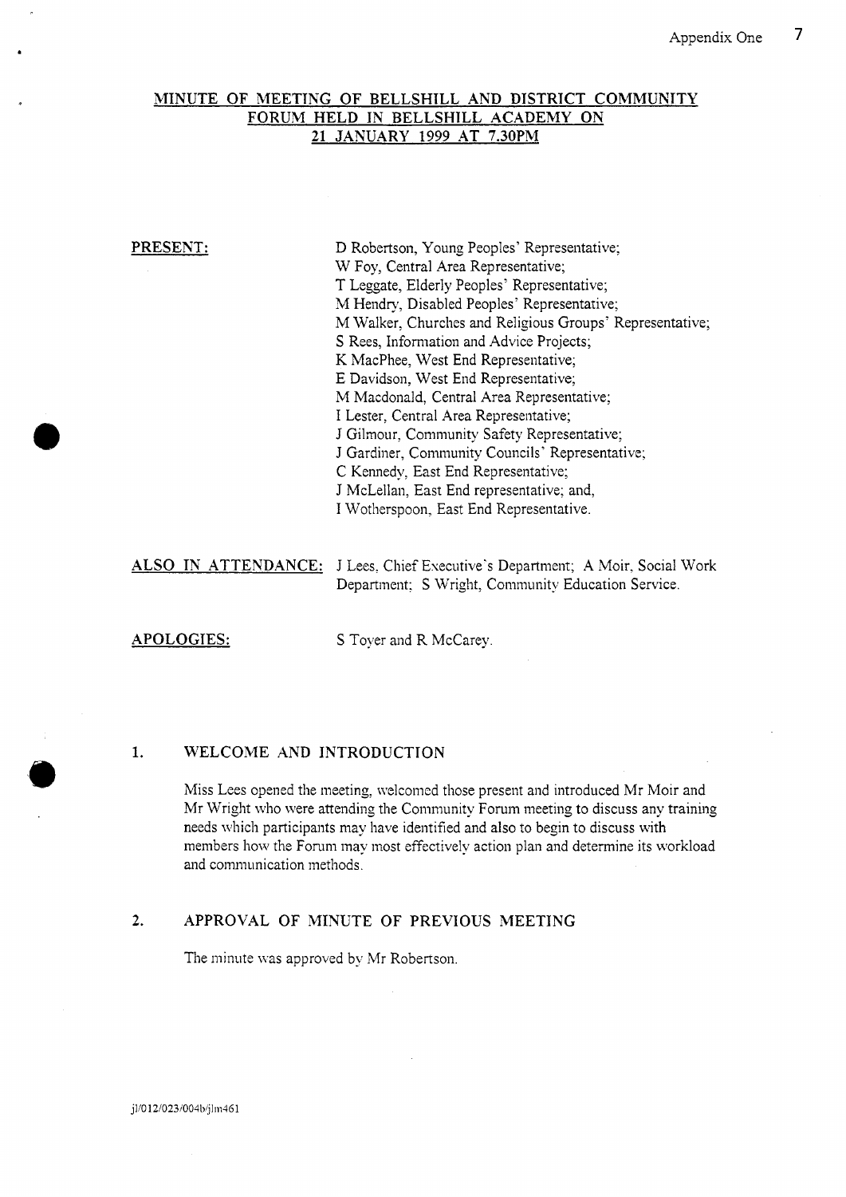## MINUTE OF MEETING OF BELLSHILL AND DISTRICT COMMUNITY FORUM HELD IN BELLSHILL ACADEMY ON 21 JANUARY 1999 AT 7.30PM

**PRESENT:**

D Robertson, Young Peoples' Representative;
W Foy, Central Area Representative;
T Leggate, Elderly Peoples' Representative;
M Hendry, Disabled Peoples' Representative;
M Walker, Churches and Religious Groups' Representative;
S Rees, Information and Advice Projects;
K MacPhee, West End Representative;
E Davidson, West End Representative;
M Macdonald, Central Area Representative;
I Lester, Central Area Representative;
J Gilmour, Community Safety Representative;
J Gardiner, Community Councils' Representative;
C Kennedy, East End Representative;
J McLellan, East End representative; and,
I Wotherspoon, East End Representative.

**ALSO IN ATTENDANCE:** J Lees, Chief Executive's Department; A Moir, Social Work Department; S Wright, Community Education Service.

**APOLOGIES:** S Toyer and R McCarey.

### 1. WELCOME AND INTRODUCTION

Miss Lees opened the meeting, welcomed those present and introduced Mr Moir and Mr Wright who were attending the Community Forum meeting to discuss any training needs which participants may have identified and also to begin to discuss with members how the Forum may most effectively action plan and determine its workload and communication methods.

### 2. APPROVAL OF MINUTE OF PREVIOUS MEETING

The minute was approved by Mr Robertson.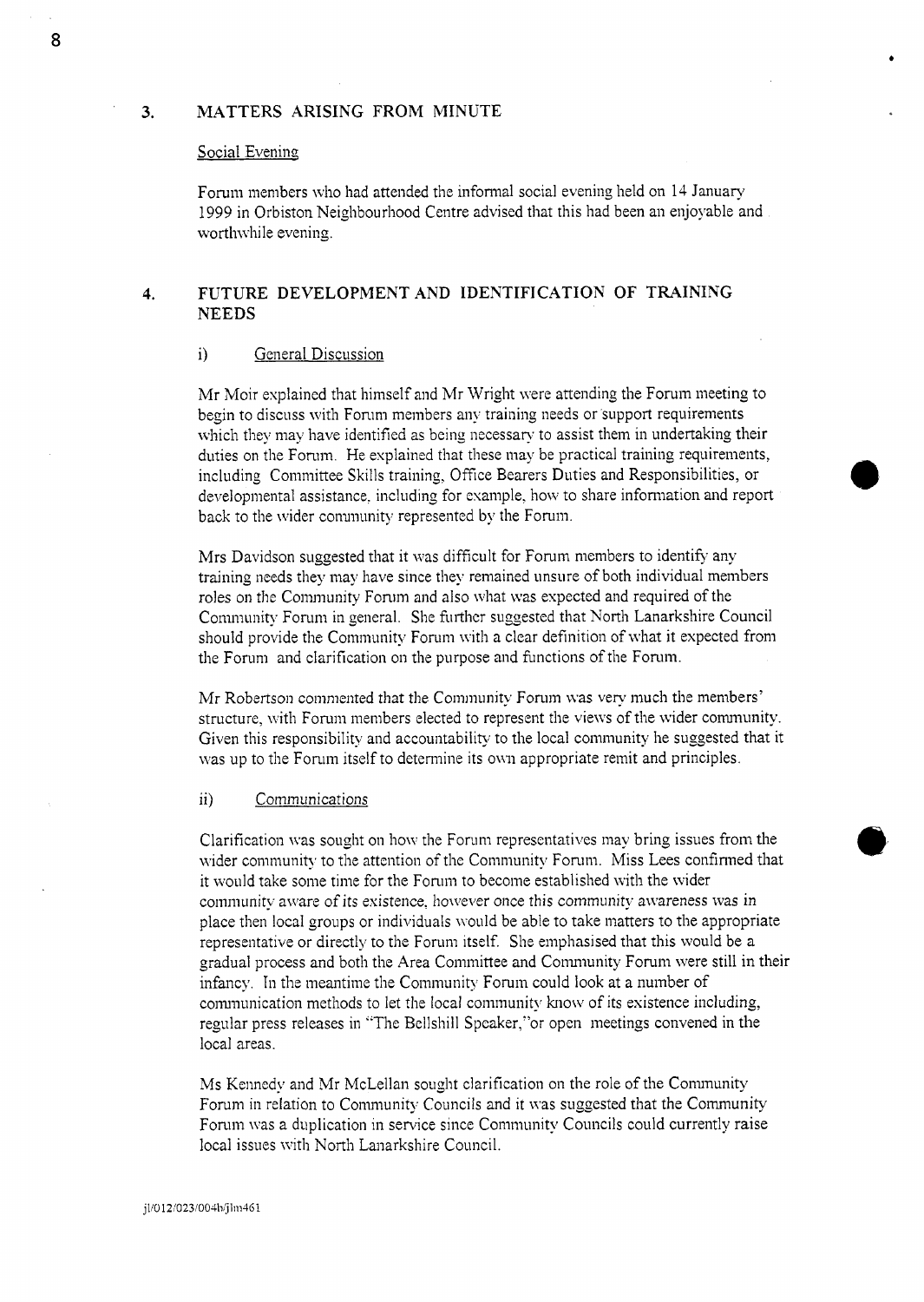## 3. MATTERS ARISING FROM MINUTE

Social Evening

Forum members who had attended the informal social evening held on 14 January 1999 in Orbiston Neighbourhood Centre advised that this had been an enjoyable and worthwhile evening.

## 4. FUTURE DEVELOPMENT AND IDENTIFICATION OF TRAINING NEEDS

### i) General Discussion

Mr Moir explained that himself and Mr Wright were attending the Forum meeting to begin to discuss with Forum members any training needs or support requirements which they may have identified as being necessary to assist them in undertaking their duties on the Forum. He explained that these may be practical training requirements, including Committee Skills training, Office Bearers Duties and Responsibilities, or developmental assistance, including for example, how to share information and report back to the wider community represented by the Forum.

Mrs Davidson suggested that it was difficult for Forum members to identify any training needs they may have since they remained unsure of both individual members roles on the Community Forum and also what was expected and required of the Community Forum in general. She further suggested that North Lanarkshire Council should provide the Community Forum with a clear definition of what it expected from the Forum and clarification on the purpose and functions of the Forum.

Mr Robertson commented that the Community Forum was very much the members' structure, with Forum members elected to represent the views of the wider community. Given this responsibility and accountability to the local community he suggested that it was up to the Forum itself to determine its own appropriate remit and principles.

### ii) Communications

Clarification was sought on how the Forum representatives may bring issues from the wider community to the attention of the Community Forum. Miss Lees confirmed that it would take some time for the Forum to become established with the wider community aware of its existence, however once this community awareness was in place then local groups or individuals would be able to take matters to the appropriate representative or directly to the Forum itself. She emphasised that this would be a gradual process and both the Area Committee and Community Forum were still in their infancy. In the meantime the Community Forum could look at a number of communication methods to let the local community know of its existence including, regular press releases in "The Bellshill Speaker,"or open meetings convened in the local areas.

Ms Kennedy and Mr McLellan sought clarification on the role of the Community Forum in relation to Community Councils and it was suggested that the Community Forum was a duplication in service since Community Councils could currently raise local issues with North Lanarkshire Council.

jl/012/023/004b/jlm461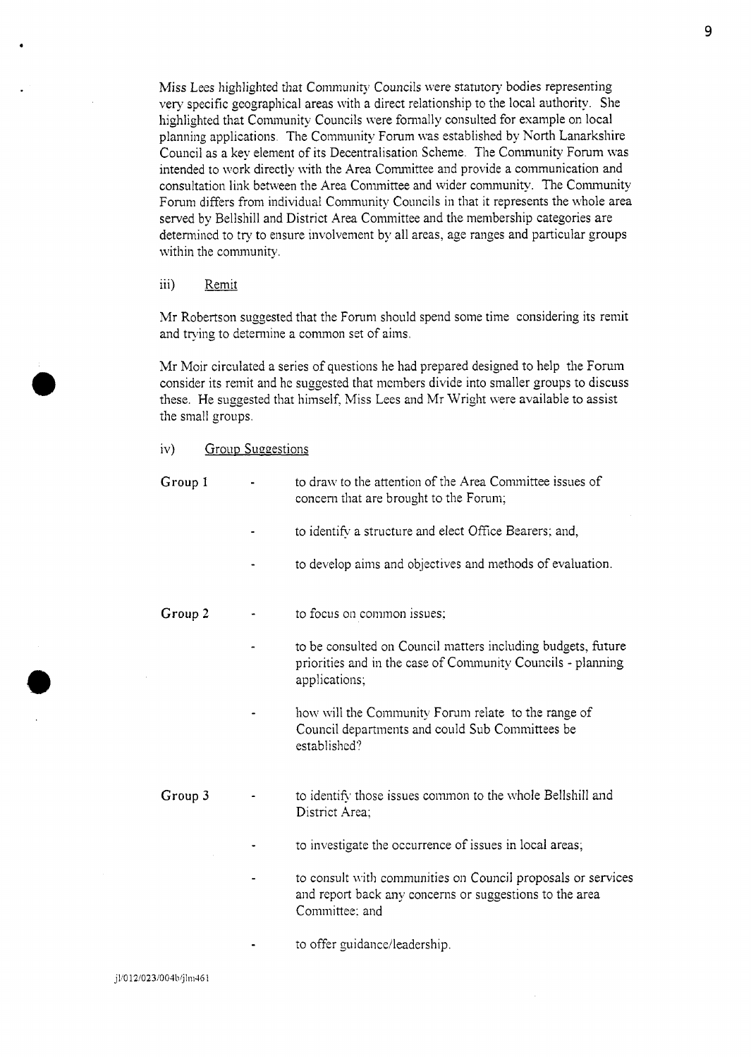Miss Lees highlighted that Community Councils were statutory bodies representing very specific geographical areas with a direct relationship to the local authority. She highlighted that Community Councils were formally consulted for example on local planning applications. The Community Forum was established by North Lanarkshire Council as a key element of its Decentralisation Scheme. The Community Forum was intended to work directly with the Area Committee and provide a communication and consultation link between the Area Committee and wider community. The Community Forum differs from individual Community Councils in that it represents the whole area served by Bellshill and District Area Committee and the membership categories are determined to try to ensure involvement by all areas, age ranges and particular groups within the community.

iii) Remit

Mr Robertson suggested that the Forum should spend some time considering its remit and trying to determine a common set of aims.

Mr Moir circulated a series of questions he had prepared designed to help the Forum consider its remit and he suggested that members divide into smaller groups to discuss these. He suggested that himself, Miss Lees and Mr Wright were available to assist the small groups.

iv) Group Suggestions

**Group 1**

- to draw to the attention of the Area Committee issues of concern that are brought to the Forum;
- to identify a structure and elect Office Bearers; and,
- to develop aims and objectives and methods of evaluation.

**Group 2**

- to focus on common issues;
- to be consulted on Council matters including budgets, future priorities and in the case of Community Councils - planning applications;
- how will the Community Forum relate to the range of Council departments and could Sub Committees be established?

**Group 3**

- to identify those issues common to the whole Bellshill and District Area;
- to investigate the occurrence of issues in local areas;
- to consult with communities on Council proposals or services and report back any concerns or suggestions to the area Committee; and
- to offer guidance/leadership.

jl/012/023/004b/jlm461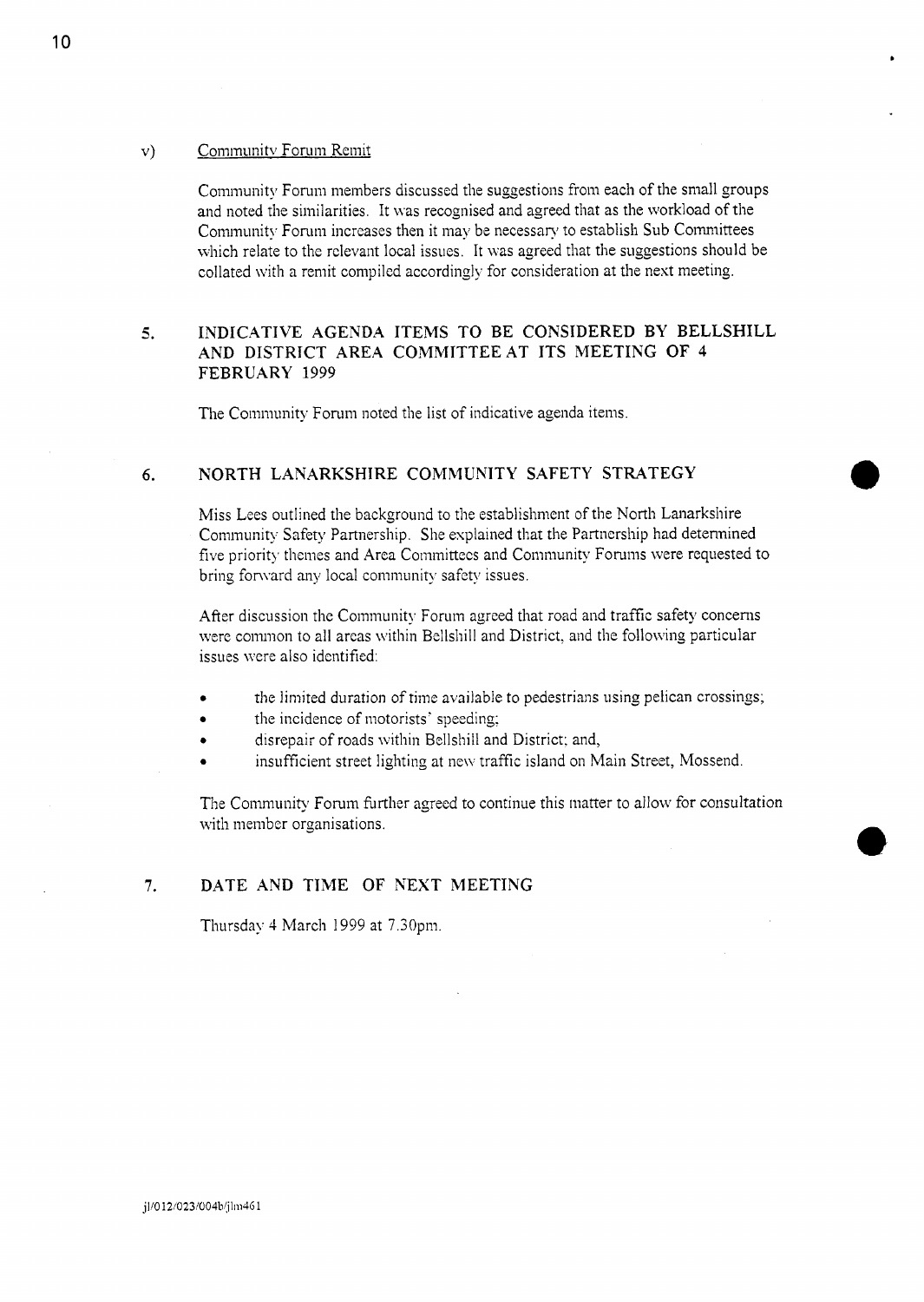v) Community Forum Remit

Community Forum members discussed the suggestions from each of the small groups and noted the similarities. It was recognised and agreed that as the workload of the Community Forum increases then it may be necessary to establish Sub Committees which relate to the relevant local issues. It was agreed that the suggestions should be collated with a remit compiled accordingly for consideration at the next meeting.

## 5. INDICATIVE AGENDA ITEMS TO BE CONSIDERED BY BELLSHILL AND DISTRICT AREA COMMITTEE AT ITS MEETING OF 4 FEBRUARY 1999

The Community Forum noted the list of indicative agenda items.

## 6. NORTH LANARKSHIRE COMMUNITY SAFETY STRATEGY

Miss Lees outlined the background to the establishment of the North Lanarkshire Community Safety Partnership. She explained that the Partnership had determined five priority themes and Area Committees and Community Forums were requested to bring forward any local community safety issues.

After discussion the Community Forum agreed that road and traffic safety concerns were common to all areas within Bellshill and District, and the following particular issues were also identified:

- the limited duration of time available to pedestrians using pelican crossings;
- the incidence of motorists' speeding;
- disrepair of roads within Bellshill and District; and,
- insufficient street lighting at new traffic island on Main Street, Mossend.

The Community Forum further agreed to continue this matter to allow for consultation with member organisations.

## 7. DATE AND TIME OF NEXT MEETING

Thursday 4 March 1999 at 7.30pm.

jl/012/023/004b/jlm461